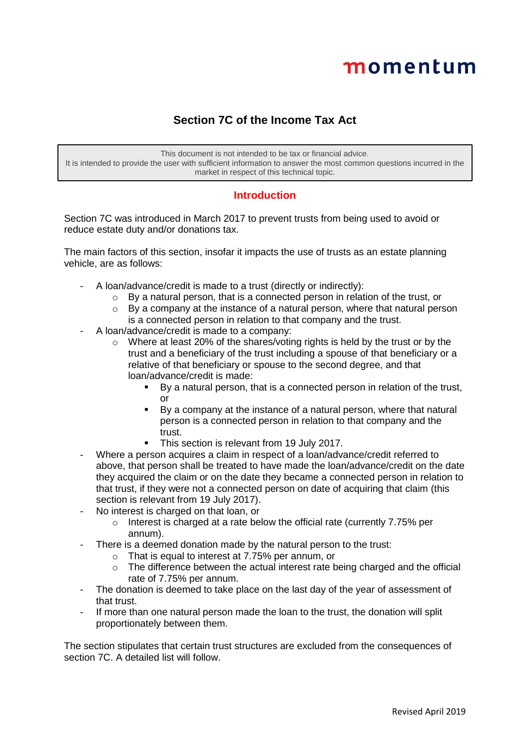momentum

# Section 7C of the Income Tax Act

> This document is not intended to be tax or financial advice.
> It is intended to provide the user with sufficient information to answer the most common questions incurred in the market in respect of this technical topic.

## Introduction

Section 7C was introduced in March 2017 to prevent trusts from being used to avoid or reduce estate duty and/or donations tax.

The main factors of this section, insofar it impacts the use of trusts as an estate planning vehicle, are as follows:

- A loan/advance/credit is made to a trust (directly or indirectly):
  - By a natural person, that is a connected person in relation of the trust, or
  - By a company at the instance of a natural person, where that natural person is a connected person in relation to that company and the trust.
- A loan/advance/credit is made to a company:
  - Where at least 20% of the shares/voting rights is held by the trust or by the trust and a beneficiary of the trust including a spouse of that beneficiary or a relative of that beneficiary or spouse to the second degree, and that loan/advance/credit is made:
    - By a natural person, that is a connected person in relation of the trust, or
    - By a company at the instance of a natural person, where that natural person is a connected person in relation to that company and the trust.
    - This section is relevant from 19 July 2017.
- Where a person acquires a claim in respect of a loan/advance/credit referred to above, that person shall be treated to have made the loan/advance/credit on the date they acquired the claim or on the date they became a connected person in relation to that trust, if they were not a connected person on date of acquiring that claim (this section is relevant from 19 July 2017).
- No interest is charged on that loan, or
  - Interest is charged at a rate below the official rate (currently 7.75% per annum).
- There is a deemed donation made by the natural person to the trust:
  - That is equal to interest at 7.75% per annum, or
  - The difference between the actual interest rate being charged and the official rate of 7.75% per annum.
- The donation is deemed to take place on the last day of the year of assessment of that trust.
- If more than one natural person made the loan to the trust, the donation will split proportionately between them.

The section stipulates that certain trust structures are excluded from the consequences of section 7C. A detailed list will follow.

Revised April 2019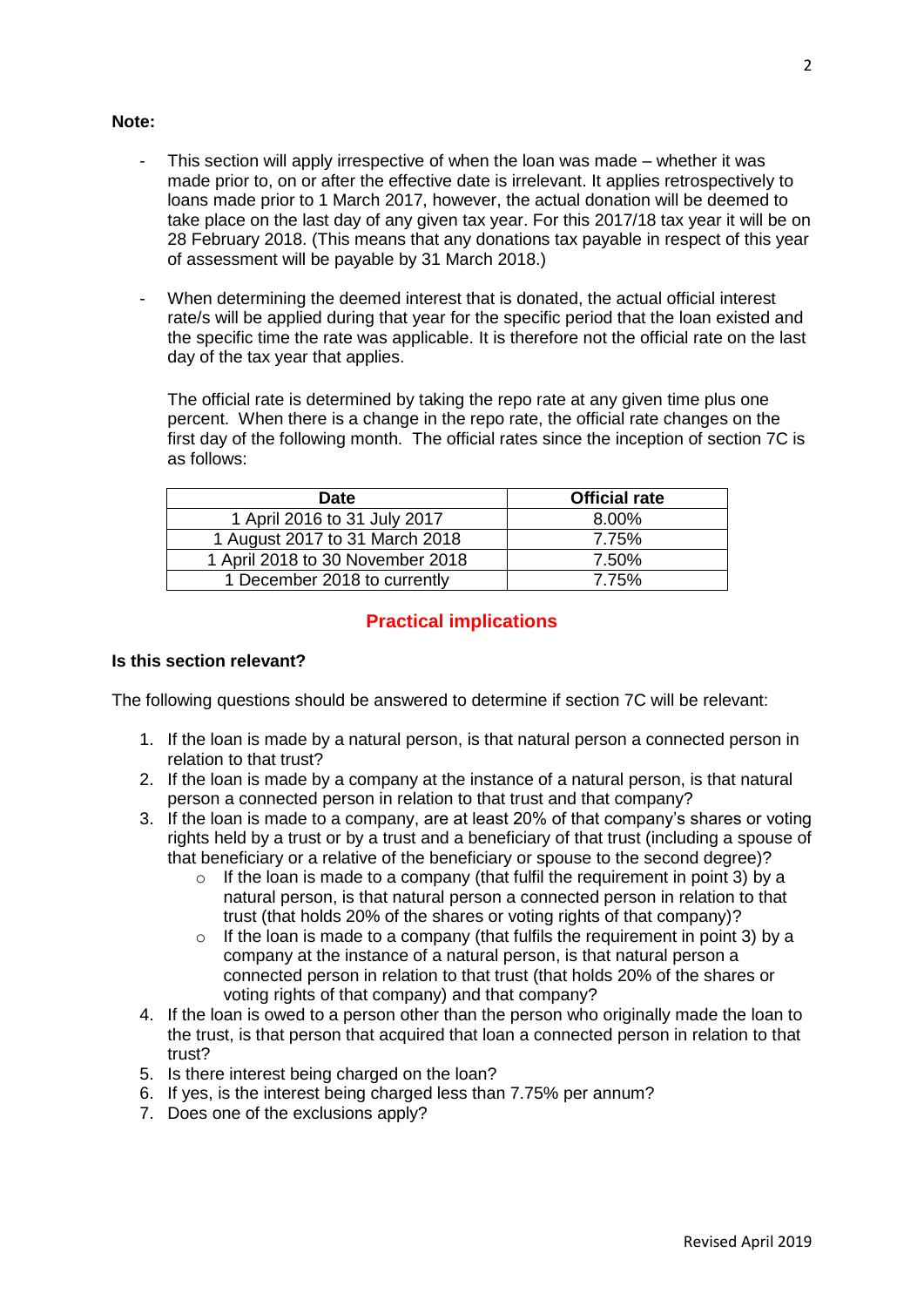**Note:**

- This section will apply irrespective of when the loan was made – whether it was made prior to, on or after the effective date is irrelevant. It applies retrospectively to loans made prior to 1 March 2017, however, the actual donation will be deemed to take place on the last day of any given tax year. For this 2017/18 tax year it will be on 28 February 2018. (This means that any donations tax payable in respect of this year of assessment will be payable by 31 March 2018.)

- When determining the deemed interest that is donated, the actual official interest rate/s will be applied during that year for the specific period that the loan existed and the specific time the rate was applicable. It is therefore not the official rate on the last day of the tax year that applies.

  The official rate is determined by taking the repo rate at any given time plus one percent. When there is a change in the repo rate, the official rate changes on the first day of the following month. The official rates since the inception of section 7C is as follows:

| Date | Official rate |
| --- | --- |
| 1 April 2016 to 31 July 2017 | 8.00% |
| 1 August 2017 to 31 March 2018 | 7.75% |
| 1 April 2018 to 30 November 2018 | 7.50% |
| 1 December 2018 to currently | 7.75% |

## Practical implications

**Is this section relevant?**

The following questions should be answered to determine if section 7C will be relevant:

1. If the loan is made by a natural person, is that natural person a connected person in relation to that trust?
2. If the loan is made by a company at the instance of a natural person, is that natural person a connected person in relation to that trust and that company?
3. If the loan is made to a company, are at least 20% of that company's shares or voting rights held by a trust or by a trust and a beneficiary of that trust (including a spouse of that beneficiary or a relative of the beneficiary or spouse to the second degree)?
   - If the loan is made to a company (that fulfil the requirement in point 3) by a natural person, is that natural person a connected person in relation to that trust (that holds 20% of the shares or voting rights of that company)?
   - If the loan is made to a company (that fulfils the requirement in point 3) by a company at the instance of a natural person, is that natural person a connected person in relation to that trust (that holds 20% of the shares or voting rights of that company) and that company?
4. If the loan is owed to a person other than the person who originally made the loan to the trust, is that person that acquired that loan a connected person in relation to that trust?
5. Is there interest being charged on the loan?
6. If yes, is the interest being charged less than 7.75% per annum?
7. Does one of the exclusions apply?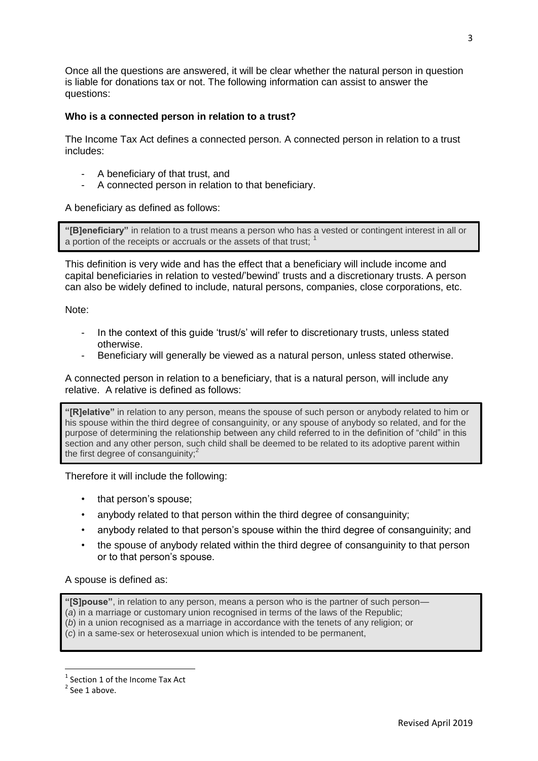Once all the questions are answered, it will be clear whether the natural person in question is liable for donations tax or not. The following information can assist to answer the questions:

**Who is a connected person in relation to a trust?**

The Income Tax Act defines a connected person. A connected person in relation to a trust includes:

- A beneficiary of that trust, and
- A connected person in relation to that beneficiary.

A beneficiary as defined as follows:

> **"[B]eneficiary"** in relation to a trust means a person who has a vested or contingent interest in all or a portion of the receipts or accruals or the assets of that trust; [1]

This definition is very wide and has the effect that a beneficiary will include income and capital beneficiaries in relation to vested/'bewind' trusts and a discretionary trusts. A person can also be widely defined to include, natural persons, companies, close corporations, etc.

Note:

- In the context of this guide 'trust/s' will refer to discretionary trusts, unless stated otherwise.
- Beneficiary will generally be viewed as a natural person, unless stated otherwise.

A connected person in relation to a beneficiary, that is a natural person, will include any relative. A relative is defined as follows:

> **"[R]elative"** in relation to any person, means the spouse of such person or anybody related to him or his spouse within the third degree of consanguinity, or any spouse of anybody so related, and for the purpose of determining the relationship between any child referred to in the definition of "child" in this section and any other person, such child shall be deemed to be related to its adoptive parent within the first degree of consanguinity; [2]

Therefore it will include the following:

- that person's spouse;
- anybody related to that person within the third degree of consanguinity;
- anybody related to that person's spouse within the third degree of consanguinity; and
- the spouse of anybody related within the third degree of consanguinity to that person or to that person's spouse.

A spouse is defined as:

> **"[S]pouse"**, in relation to any person, means a person who is the partner of such person—
> (*a*) in a marriage or customary union recognised in terms of the laws of the Republic;
> (*b*) in a union recognised as a marriage in accordance with the tenets of any religion; or
> (*c*) in a same-sex or heterosexual union which is intended to be permanent,

---

[1] Section 1 of the Income Tax Act

[2] See 1 above.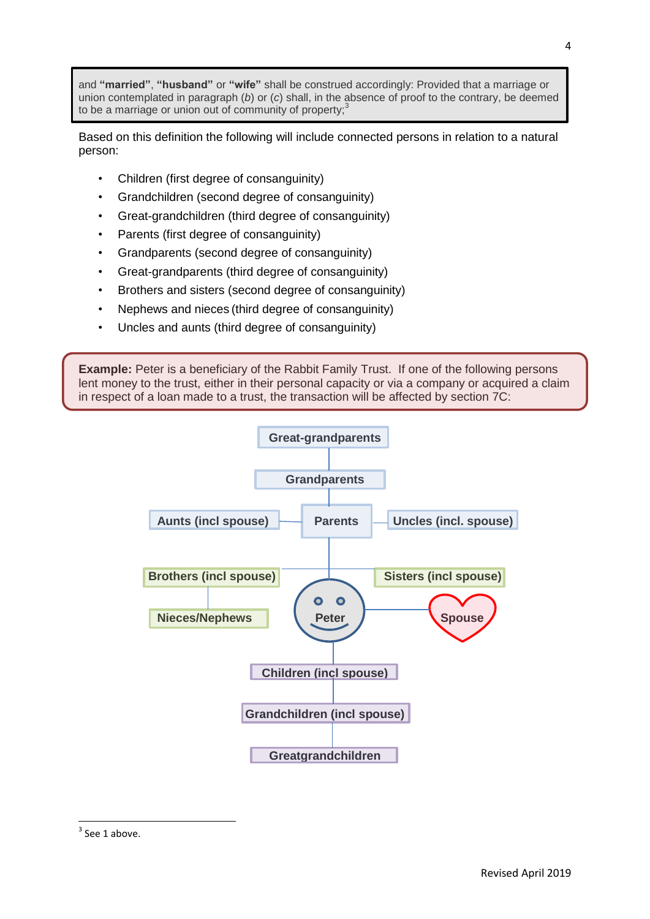> and **"married"**, **"husband"** or **"wife"** shall be construed accordingly: Provided that a marriage or union contemplated in paragraph (*b*) or (*c*) shall, in the absence of proof to the contrary, be deemed to be a marriage or union out of community of property;[3]

Based on this definition the following will include connected persons in relation to a natural person:

- Children (first degree of consanguinity)
- Grandchildren (second degree of consanguinity)
- Great-grandchildren (third degree of consanguinity)
- Parents (first degree of consanguinity)
- Grandparents (second degree of consanguinity)
- Great-grandparents (third degree of consanguinity)
- Brothers and sisters (second degree of consanguinity)
- Nephews and nieces (third degree of consanguinity)
- Uncles and aunts (third degree of consanguinity)

**Example:** Peter is a beneficiary of the Rabbit Family Trust. If one of the following persons lent money to the trust, either in their personal capacity or via a company or acquired a claim in respect of a loan made to a trust, the transaction will be affected by section 7C:

Great-grandparents

Grandparents

Aunts (incl spouse) | Parents | Uncles (incl. spouse)

Brothers (incl spouse) | Sisters (incl spouse)

Nieces/Nephews | Peter | Spouse

Children (incl spouse)

Grandchildren (incl spouse)

Greatgrandchildren

---

[3] See 1 above.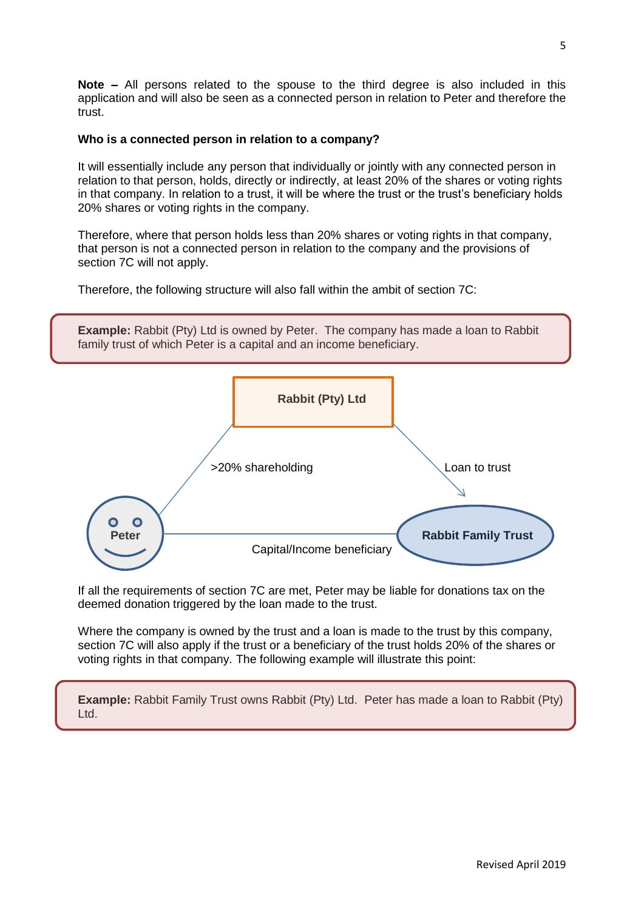**Note –** All persons related to the spouse to the third degree is also included in this application and will also be seen as a connected person in relation to Peter and therefore the trust.

**Who is a connected person in relation to a company?**

It will essentially include any person that individually or jointly with any connected person in relation to that person, holds, directly or indirectly, at least 20% of the shares or voting rights in that company. In relation to a trust, it will be where the trust or the trust's beneficiary holds 20% shares or voting rights in the company.

Therefore, where that person holds less than 20% shares or voting rights in that company, that person is not a connected person in relation to the company and the provisions of section 7C will not apply.

Therefore, the following structure will also fall within the ambit of section 7C:

**Example:** Rabbit (Pty) Ltd is owned by Peter. The company has made a loan to Rabbit family trust of which Peter is a capital and an income beneficiary.

Rabbit (Pty) Ltd

>20% shareholding

Loan to trust

Peter

Capital/Income beneficiary

Rabbit Family Trust

If all the requirements of section 7C are met, Peter may be liable for donations tax on the deemed donation triggered by the loan made to the trust.

Where the company is owned by the trust and a loan is made to the trust by this company, section 7C will also apply if the trust or a beneficiary of the trust holds 20% of the shares or voting rights in that company. The following example will illustrate this point:

**Example:** Rabbit Family Trust owns Rabbit (Pty) Ltd. Peter has made a loan to Rabbit (Pty) Ltd.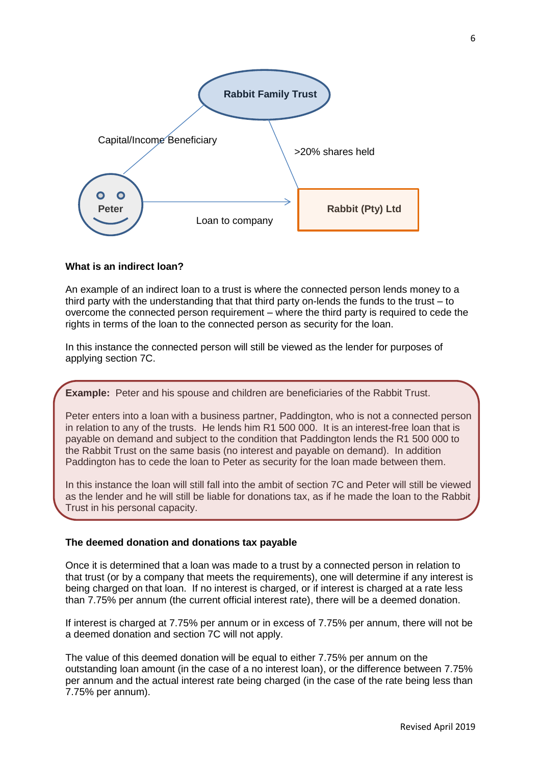Rabbit Family Trust

Capital/Income Beneficiary

>20% shares held

Peter

Loan to company

Rabbit (Pty) Ltd

**What is an indirect loan?**

An example of an indirect loan to a trust is where the connected person lends money to a third party with the understanding that that third party on-lends the funds to the trust – to overcome the connected person requirement – where the third party is required to cede the rights in terms of the loan to the connected person as security for the loan.

In this instance the connected person will still be viewed as the lender for purposes of applying section 7C.

**Example:** Peter and his spouse and children are beneficiaries of the Rabbit Trust.

Peter enters into a loan with a business partner, Paddington, who is not a connected person in relation to any of the trusts. He lends him R1 500 000. It is an interest-free loan that is payable on demand and subject to the condition that Paddington lends the R1 500 000 to the Rabbit Trust on the same basis (no interest and payable on demand). In addition Paddington has to cede the loan to Peter as security for the loan made between them.

In this instance the loan will still fall into the ambit of section 7C and Peter will still be viewed as the lender and he will still be liable for donations tax, as if he made the loan to the Rabbit Trust in his personal capacity.

**The deemed donation and donations tax payable**

Once it is determined that a loan was made to a trust by a connected person in relation to that trust (or by a company that meets the requirements), one will determine if any interest is being charged on that loan. If no interest is charged, or if interest is charged at a rate less than 7.75% per annum (the current official interest rate), there will be a deemed donation.

If interest is charged at 7.75% per annum or in excess of 7.75% per annum, there will not be a deemed donation and section 7C will not apply.

The value of this deemed donation will be equal to either 7.75% per annum on the outstanding loan amount (in the case of a no interest loan), or the difference between 7.75% per annum and the actual interest rate being charged (in the case of the rate being less than 7.75% per annum).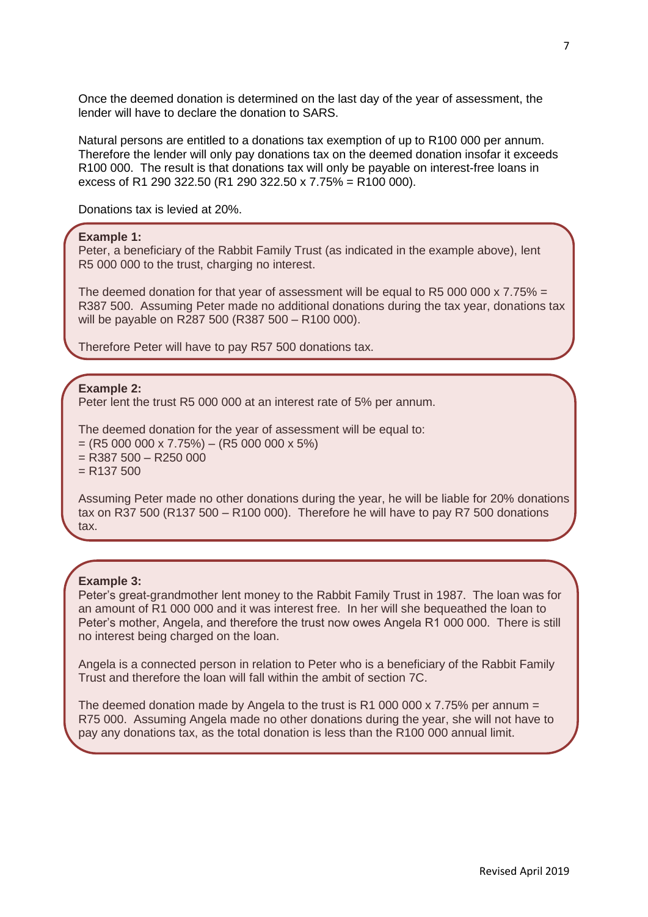Once the deemed donation is determined on the last day of the year of assessment, the lender will have to declare the donation to SARS.

Natural persons are entitled to a donations tax exemption of up to R100 000 per annum. Therefore the lender will only pay donations tax on the deemed donation insofar it exceeds R100 000. The result is that donations tax will only be payable on interest-free loans in excess of R1 290 322.50 (R1 290 322.50 x 7.75% = R100 000).

Donations tax is levied at 20%.

**Example 1:**
Peter, a beneficiary of the Rabbit Family Trust (as indicated in the example above), lent R5 000 000 to the trust, charging no interest.

The deemed donation for that year of assessment will be equal to R5 000 000 x 7.75% = R387 500. Assuming Peter made no additional donations during the tax year, donations tax will be payable on R287 500 (R387 500 – R100 000).

Therefore Peter will have to pay R57 500 donations tax.

**Example 2:**
Peter lent the trust R5 000 000 at an interest rate of 5% per annum.

The deemed donation for the year of assessment will be equal to:
= (R5 000 000 x 7.75%) – (R5 000 000 x 5%)
= R387 500 – R250 000
= R137 500

Assuming Peter made no other donations during the year, he will be liable for 20% donations tax on R37 500 (R137 500 – R100 000). Therefore he will have to pay R7 500 donations tax.

**Example 3:**
Peter's great-grandmother lent money to the Rabbit Family Trust in 1987. The loan was for an amount of R1 000 000 and it was interest free. In her will she bequeathed the loan to Peter's mother, Angela, and therefore the trust now owes Angela R1 000 000. There is still no interest being charged on the loan.

Angela is a connected person in relation to Peter who is a beneficiary of the Rabbit Family Trust and therefore the loan will fall within the ambit of section 7C.

The deemed donation made by Angela to the trust is R1 000 000 x 7.75% per annum = R75 000. Assuming Angela made no other donations during the year, she will not have to pay any donations tax, as the total donation is less than the R100 000 annual limit.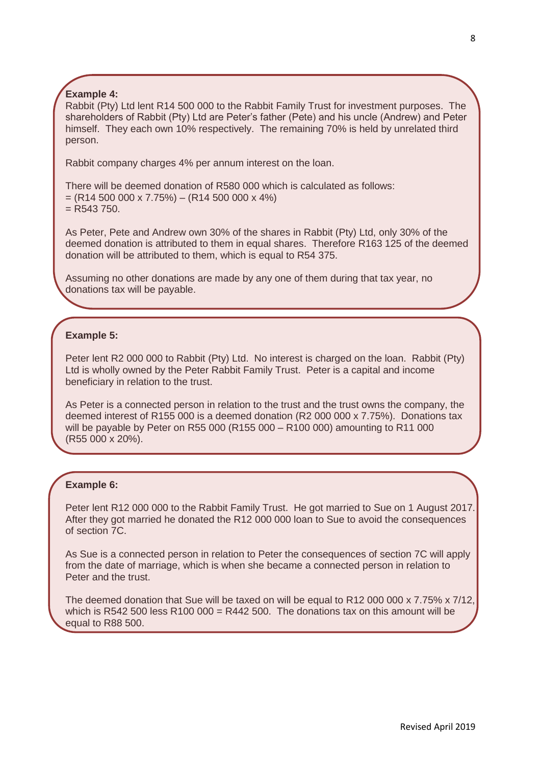**Example 4:**

Rabbit (Pty) Ltd lent R14 500 000 to the Rabbit Family Trust for investment purposes. The shareholders of Rabbit (Pty) Ltd are Peter's father (Pete) and his uncle (Andrew) and Peter himself. They each own 10% respectively. The remaining 70% is held by unrelated third person.

Rabbit company charges 4% per annum interest on the loan.

There will be deemed donation of R580 000 which is calculated as follows:
= (R14 500 000 x 7.75%) – (R14 500 000 x 4%)
= R543 750.

As Peter, Pete and Andrew own 30% of the shares in Rabbit (Pty) Ltd, only 30% of the deemed donation is attributed to them in equal shares. Therefore R163 125 of the deemed donation will be attributed to them, which is equal to R54 375.

Assuming no other donations are made by any one of them during that tax year, no donations tax will be payable.

**Example 5:**

Peter lent R2 000 000 to Rabbit (Pty) Ltd. No interest is charged on the loan. Rabbit (Pty) Ltd is wholly owned by the Peter Rabbit Family Trust. Peter is a capital and income beneficiary in relation to the trust.

As Peter is a connected person in relation to the trust and the trust owns the company, the deemed interest of R155 000 is a deemed donation (R2 000 000 x 7.75%). Donations tax will be payable by Peter on R55 000 (R155 000 – R100 000) amounting to R11 000 (R55 000 x 20%).

**Example 6:**

Peter lent R12 000 000 to the Rabbit Family Trust. He got married to Sue on 1 August 2017. After they got married he donated the R12 000 000 loan to Sue to avoid the consequences of section 7C.

As Sue is a connected person in relation to Peter the consequences of section 7C will apply from the date of marriage, which is when she became a connected person in relation to Peter and the trust.

The deemed donation that Sue will be taxed on will be equal to R12 000 000 x 7.75% x 7/12, which is R542 500 less R100 000 = R442 500. The donations tax on this amount will be equal to R88 500.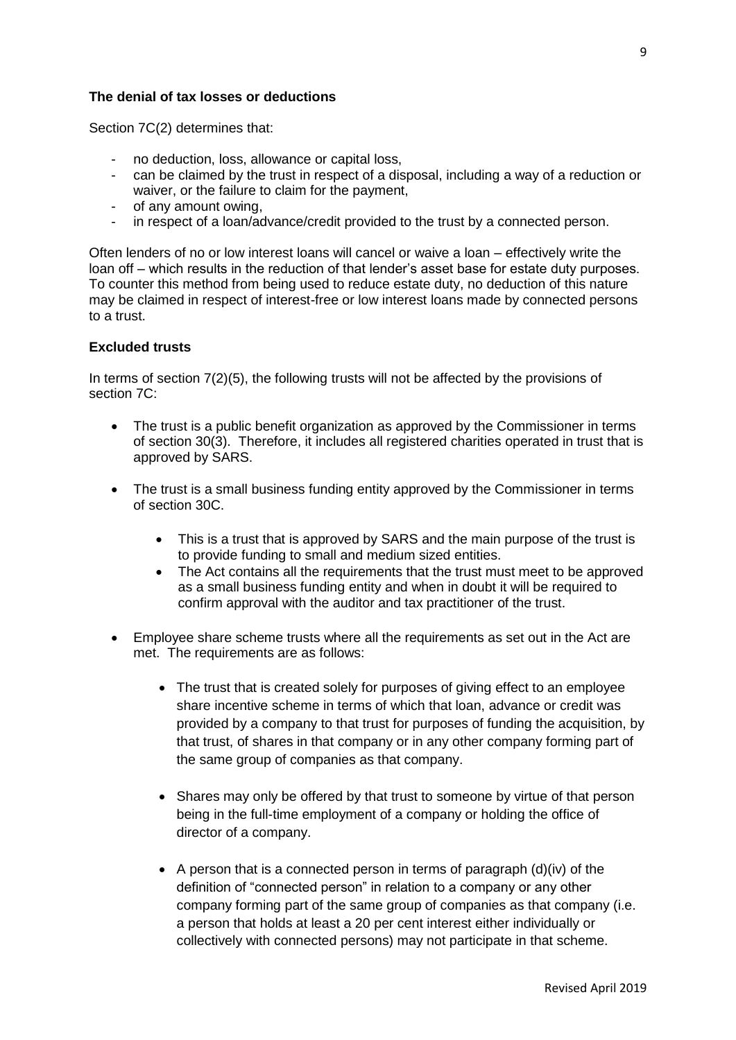**The denial of tax losses or deductions**

Section 7C(2) determines that:

- no deduction, loss, allowance or capital loss,
- can be claimed by the trust in respect of a disposal, including a way of a reduction or waiver, or the failure to claim for the payment,
- of any amount owing,
- in respect of a loan/advance/credit provided to the trust by a connected person.

Often lenders of no or low interest loans will cancel or waive a loan – effectively write the loan off – which results in the reduction of that lender's asset base for estate duty purposes. To counter this method from being used to reduce estate duty, no deduction of this nature may be claimed in respect of interest-free or low interest loans made by connected persons to a trust.

**Excluded trusts**

In terms of section 7(2)(5), the following trusts will not be affected by the provisions of section 7C:

- The trust is a public benefit organization as approved by the Commissioner in terms of section 30(3). Therefore, it includes all registered charities operated in trust that is approved by SARS.

- The trust is a small business funding entity approved by the Commissioner in terms of section 30C.

  - This is a trust that is approved by SARS and the main purpose of the trust is to provide funding to small and medium sized entities.
  - The Act contains all the requirements that the trust must meet to be approved as a small business funding entity and when in doubt it will be required to confirm approval with the auditor and tax practitioner of the trust.

- Employee share scheme trusts where all the requirements as set out in the Act are met. The requirements are as follows:

  - The trust that is created solely for purposes of giving effect to an employee share incentive scheme in terms of which that loan, advance or credit was provided by a company to that trust for purposes of funding the acquisition, by that trust, of shares in that company or in any other company forming part of the same group of companies as that company.

  - Shares may only be offered by that trust to someone by virtue of that person being in the full-time employment of a company or holding the office of director of a company.

  - A person that is a connected person in terms of paragraph (d)(iv) of the definition of "connected person" in relation to a company or any other company forming part of the same group of companies as that company (i.e. a person that holds at least a 20 per cent interest either individually or collectively with connected persons) may not participate in that scheme.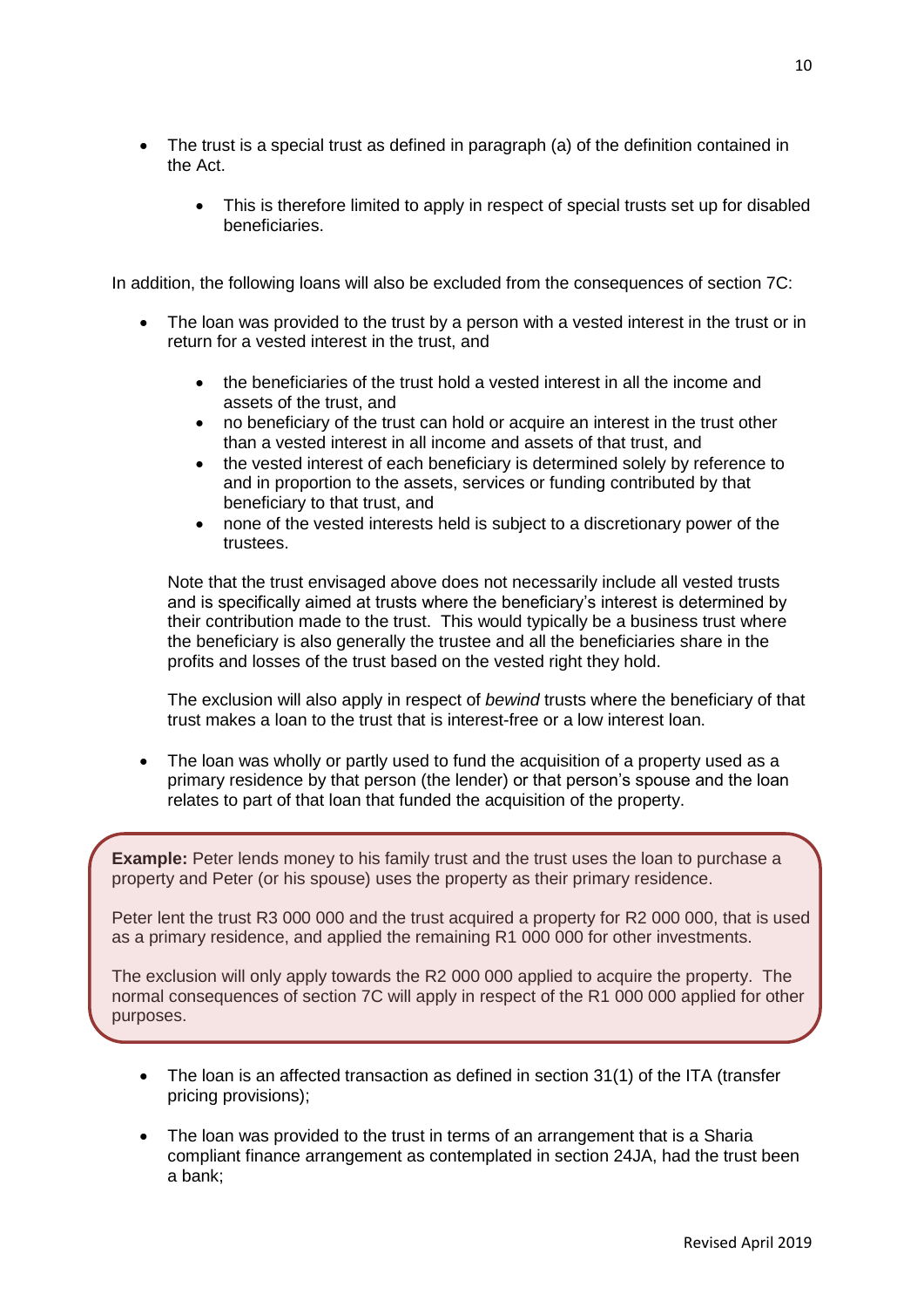- The trust is a special trust as defined in paragraph (a) of the definition contained in the Act.
    - This is therefore limited to apply in respect of special trusts set up for disabled beneficiaries.

In addition, the following loans will also be excluded from the consequences of section 7C:

- The loan was provided to the trust by a person with a vested interest in the trust or in return for a vested interest in the trust, and
    - the beneficiaries of the trust hold a vested interest in all the income and assets of the trust, and
    - no beneficiary of the trust can hold or acquire an interest in the trust other than a vested interest in all income and assets of that trust, and
    - the vested interest of each beneficiary is determined solely by reference to and in proportion to the assets, services or funding contributed by that beneficiary to that trust, and
    - none of the vested interests held is subject to a discretionary power of the trustees.

  Note that the trust envisaged above does not necessarily include all vested trusts and is specifically aimed at trusts where the beneficiary's interest is determined by their contribution made to the trust. This would typically be a business trust where the beneficiary is also generally the trustee and all the beneficiaries share in the profits and losses of the trust based on the vested right they hold.

  The exclusion will also apply in respect of *bewind* trusts where the beneficiary of that trust makes a loan to the trust that is interest-free or a low interest loan.

- The loan was wholly or partly used to fund the acquisition of a property used as a primary residence by that person (the lender) or that person's spouse and the loan relates to part of that loan that funded the acquisition of the property.

> **Example:** Peter lends money to his family trust and the trust uses the loan to purchase a property and Peter (or his spouse) uses the property as their primary residence.
>
> Peter lent the trust R3 000 000 and the trust acquired a property for R2 000 000, that is used as a primary residence, and applied the remaining R1 000 000 for other investments.
>
> The exclusion will only apply towards the R2 000 000 applied to acquire the property. The normal consequences of section 7C will apply in respect of the R1 000 000 applied for other purposes.

- The loan is an affected transaction as defined in section 31(1) of the ITA (transfer pricing provisions);

- The loan was provided to the trust in terms of an arrangement that is a Sharia compliant finance arrangement as contemplated in section 24JA, had the trust been a bank;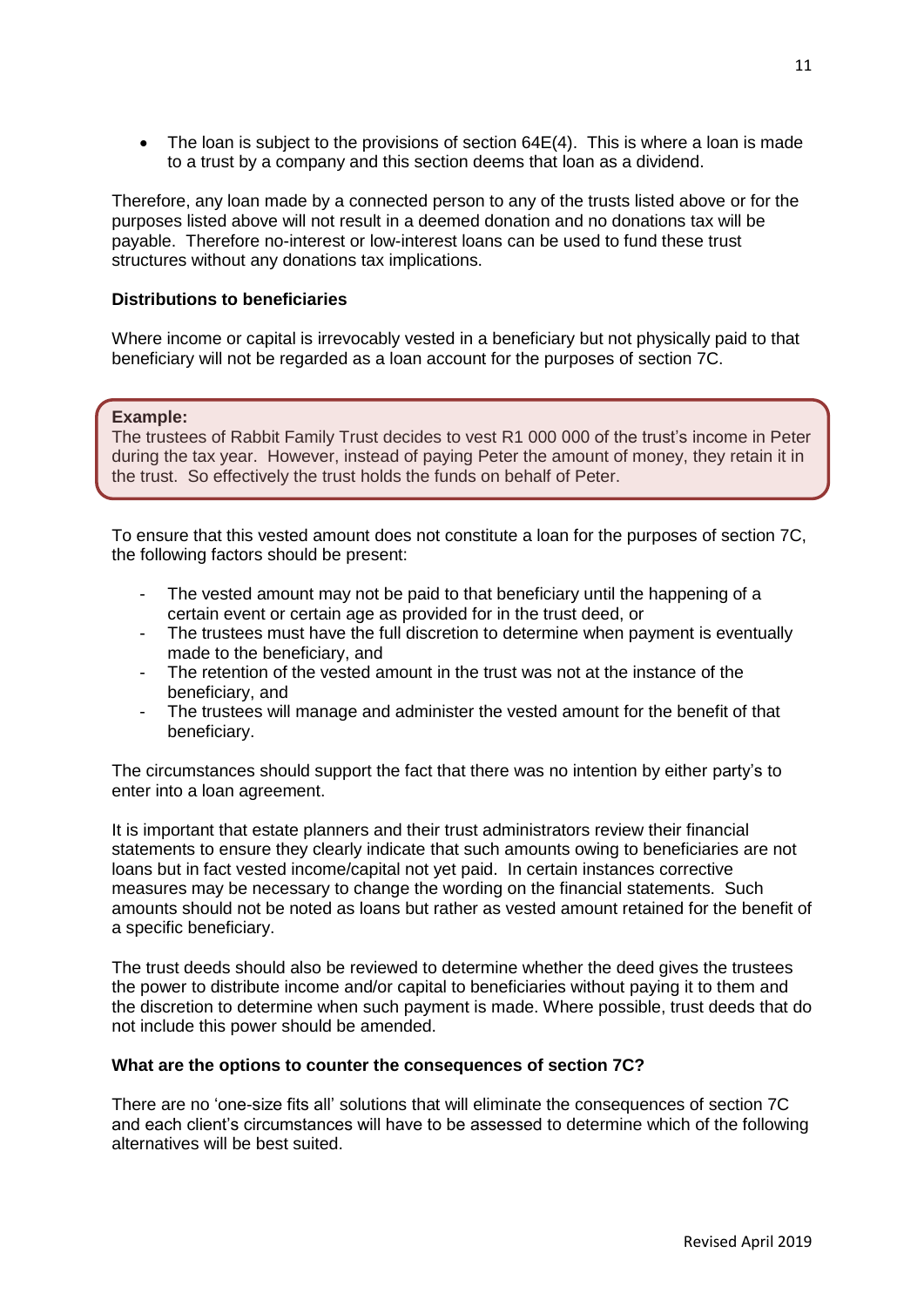- The loan is subject to the provisions of section 64E(4). This is where a loan is made to a trust by a company and this section deems that loan as a dividend.

Therefore, any loan made by a connected person to any of the trusts listed above or for the purposes listed above will not result in a deemed donation and no donations tax will be payable. Therefore no-interest or low-interest loans can be used to fund these trust structures without any donations tax implications.

**Distributions to beneficiaries**

Where income or capital is irrevocably vested in a beneficiary but not physically paid to that beneficiary will not be regarded as a loan account for the purposes of section 7C.

> **Example:**
> The trustees of Rabbit Family Trust decides to vest R1 000 000 of the trust's income in Peter during the tax year. However, instead of paying Peter the amount of money, they retain it in the trust. So effectively the trust holds the funds on behalf of Peter.

To ensure that this vested amount does not constitute a loan for the purposes of section 7C, the following factors should be present:

- The vested amount may not be paid to that beneficiary until the happening of a certain event or certain age as provided for in the trust deed, or
- The trustees must have the full discretion to determine when payment is eventually made to the beneficiary, and
- The retention of the vested amount in the trust was not at the instance of the beneficiary, and
- The trustees will manage and administer the vested amount for the benefit of that beneficiary.

The circumstances should support the fact that there was no intention by either party's to enter into a loan agreement.

It is important that estate planners and their trust administrators review their financial statements to ensure they clearly indicate that such amounts owing to beneficiaries are not loans but in fact vested income/capital not yet paid. In certain instances corrective measures may be necessary to change the wording on the financial statements. Such amounts should not be noted as loans but rather as vested amount retained for the benefit of a specific beneficiary.

The trust deeds should also be reviewed to determine whether the deed gives the trustees the power to distribute income and/or capital to beneficiaries without paying it to them and the discretion to determine when such payment is made. Where possible, trust deeds that do not include this power should be amended.

**What are the options to counter the consequences of section 7C?**

There are no 'one-size fits all' solutions that will eliminate the consequences of section 7C and each client's circumstances will have to be assessed to determine which of the following alternatives will be best suited.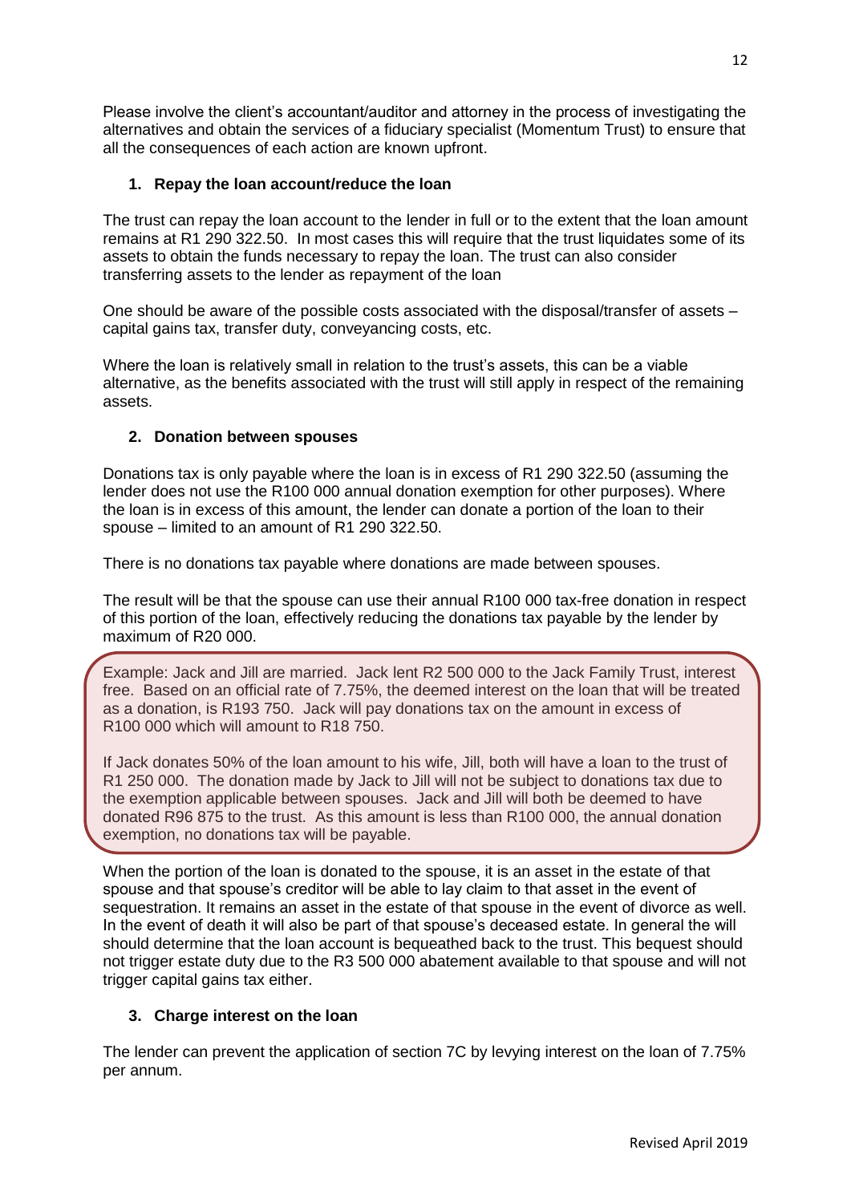Please involve the client's accountant/auditor and attorney in the process of investigating the alternatives and obtain the services of a fiduciary specialist (Momentum Trust) to ensure that all the consequences of each action are known upfront.

1. **Repay the loan account/reduce the loan**

The trust can repay the loan account to the lender in full or to the extent that the loan amount remains at R1 290 322.50. In most cases this will require that the trust liquidates some of its assets to obtain the funds necessary to repay the loan. The trust can also consider transferring assets to the lender as repayment of the loan

One should be aware of the possible costs associated with the disposal/transfer of assets – capital gains tax, transfer duty, conveyancing costs, etc.

Where the loan is relatively small in relation to the trust's assets, this can be a viable alternative, as the benefits associated with the trust will still apply in respect of the remaining assets.

2. **Donation between spouses**

Donations tax is only payable where the loan is in excess of R1 290 322.50 (assuming the lender does not use the R100 000 annual donation exemption for other purposes). Where the loan is in excess of this amount, the lender can donate a portion of the loan to their spouse – limited to an amount of R1 290 322.50.

There is no donations tax payable where donations are made between spouses.

The result will be that the spouse can use their annual R100 000 tax-free donation in respect of this portion of the loan, effectively reducing the donations tax payable by the lender by maximum of R20 000.

> Example: Jack and Jill are married. Jack lent R2 500 000 to the Jack Family Trust, interest free. Based on an official rate of 7.75%, the deemed interest on the loan that will be treated as a donation, is R193 750. Jack will pay donations tax on the amount in excess of R100 000 which will amount to R18 750.
>
> If Jack donates 50% of the loan amount to his wife, Jill, both will have a loan to the trust of R1 250 000. The donation made by Jack to Jill will not be subject to donations tax due to the exemption applicable between spouses. Jack and Jill will both be deemed to have donated R96 875 to the trust. As this amount is less than R100 000, the annual donation exemption, no donations tax will be payable.

When the portion of the loan is donated to the spouse, it is an asset in the estate of that spouse and that spouse's creditor will be able to lay claim to that asset in the event of sequestration. It remains an asset in the estate of that spouse in the event of divorce as well. In the event of death it will also be part of that spouse's deceased estate. In general the will should determine that the loan account is bequeathed back to the trust. This bequest should not trigger estate duty due to the R3 500 000 abatement available to that spouse and will not trigger capital gains tax either.

3. **Charge interest on the loan**

The lender can prevent the application of section 7C by levying interest on the loan of 7.75% per annum.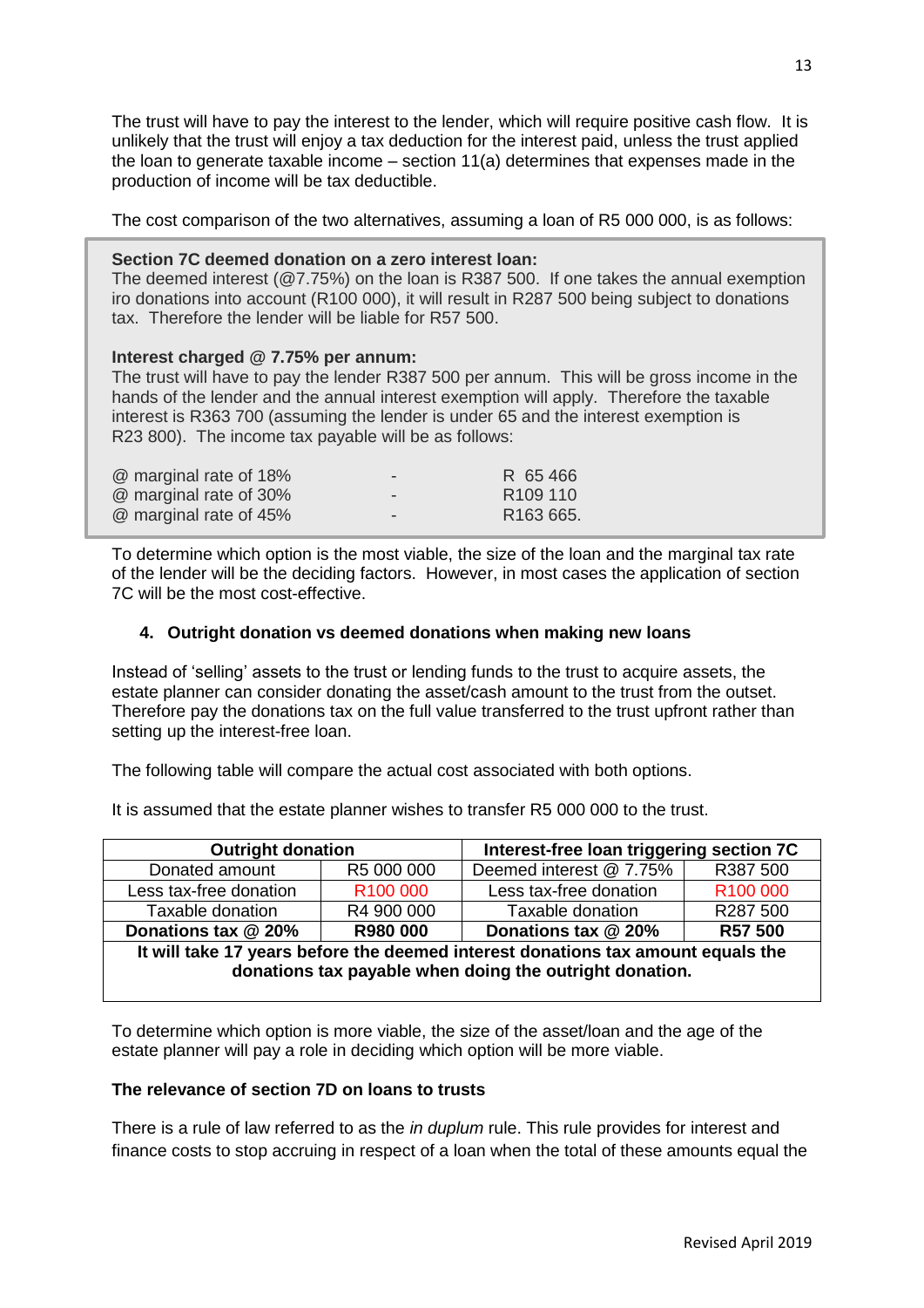The trust will have to pay the interest to the lender, which will require positive cash flow. It is unlikely that the trust will enjoy a tax deduction for the interest paid, unless the trust applied the loan to generate taxable income – section 11(a) determines that expenses made in the production of income will be tax deductible.

The cost comparison of the two alternatives, assuming a loan of R5 000 000, is as follows:

> **Section 7C deemed donation on a zero interest loan:**
> The deemed interest (@7.75%) on the loan is R387 500. If one takes the annual exemption iro donations into account (R100 000), it will result in R287 500 being subject to donations tax. Therefore the lender will be liable for R57 500.
>
> **Interest charged @ 7.75% per annum:**
> The trust will have to pay the lender R387 500 per annum. This will be gross income in the hands of the lender and the annual interest exemption will apply. Therefore the taxable interest is R363 700 (assuming the lender is under 65 and the interest exemption is R23 800). The income tax payable will be as follows:
>
> | | | |
> |---|---|---|
> | @ marginal rate of 18% | - | R 65 466 |
> | @ marginal rate of 30% | - | R109 110 |
> | @ marginal rate of 45% | - | R163 665. |

To determine which option is the most viable, the size of the loan and the marginal tax rate of the lender will be the deciding factors. However, in most cases the application of section 7C will be the most cost-effective.

#### 4. Outright donation vs deemed donations when making new loans

Instead of 'selling' assets to the trust or lending funds to the trust to acquire assets, the estate planner can consider donating the asset/cash amount to the trust from the outset. Therefore pay the donations tax on the full value transferred to the trust upfront rather than setting up the interest-free loan.

The following table will compare the actual cost associated with both options.

It is assumed that the estate planner wishes to transfer R5 000 000 to the trust.

| **Outright donation** | | **Interest-free loan triggering section 7C** | |
|---|---|---|---|
| Donated amount | R5 000 000 | Deemed interest @ 7.75% | R387 500 |
| Less tax-free donation | R100 000 | Less tax-free donation | R100 000 |
| Taxable donation | R4 900 000 | Taxable donation | R287 500 |
| **Donations tax @ 20%** | **R980 000** | **Donations tax @ 20%** | **R57 500** |
| **It will take 17 years before the deemed interest donations tax amount equals the donations tax payable when doing the outright donation.** | | | |

To determine which option is more viable, the size of the asset/loan and the age of the estate planner will pay a role in deciding which option will be more viable.

### The relevance of section 7D on loans to trusts

There is a rule of law referred to as the *in duplum* rule. This rule provides for interest and finance costs to stop accruing in respect of a loan when the total of these amounts equal the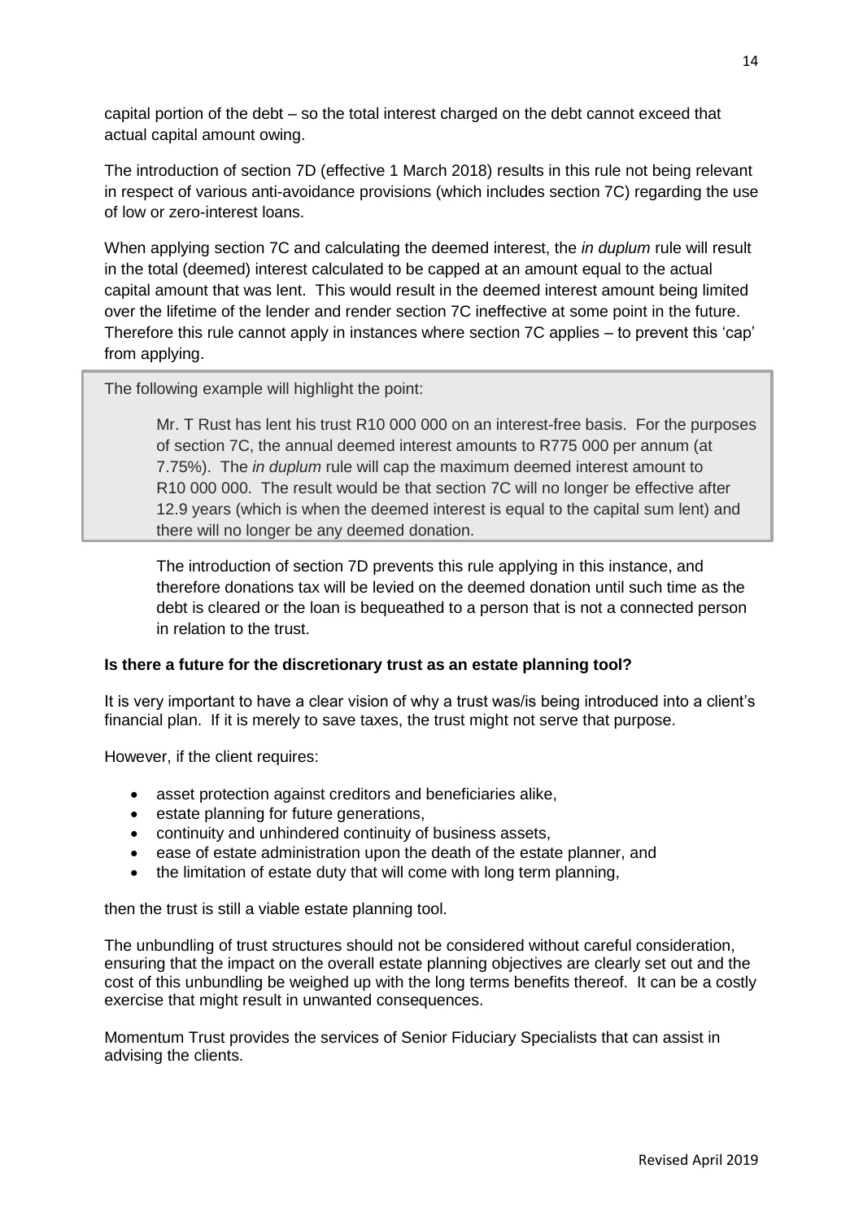capital portion of the debt – so the total interest charged on the debt cannot exceed that actual capital amount owing.

The introduction of section 7D (effective 1 March 2018) results in this rule not being relevant in respect of various anti-avoidance provisions (which includes section 7C) regarding the use of low or zero-interest loans.

When applying section 7C and calculating the deemed interest, the *in duplum* rule will result in the total (deemed) interest calculated to be capped at an amount equal to the actual capital amount that was lent. This would result in the deemed interest amount being limited over the lifetime of the lender and render section 7C ineffective at some point in the future. Therefore this rule cannot apply in instances where section 7C applies – to prevent this 'cap' from applying.

The following example will highlight the point:

> Mr. T Rust has lent his trust R10 000 000 on an interest-free basis. For the purposes of section 7C, the annual deemed interest amounts to R775 000 per annum (at 7.75%). The *in duplum* rule will cap the maximum deemed interest amount to R10 000 000. The result would be that section 7C will no longer be effective after 12.9 years (which is when the deemed interest is equal to the capital sum lent) and there will no longer be any deemed donation.
>
> The introduction of section 7D prevents this rule applying in this instance, and therefore donations tax will be levied on the deemed donation until such time as the debt is cleared or the loan is bequeathed to a person that is not a connected person in relation to the trust.

**Is there a future for the discretionary trust as an estate planning tool?**

It is very important to have a clear vision of why a trust was/is being introduced into a client's financial plan. If it is merely to save taxes, the trust might not serve that purpose.

However, if the client requires:

- asset protection against creditors and beneficiaries alike,
- estate planning for future generations,
- continuity and unhindered continuity of business assets,
- ease of estate administration upon the death of the estate planner, and
- the limitation of estate duty that will come with long term planning,

then the trust is still a viable estate planning tool.

The unbundling of trust structures should not be considered without careful consideration, ensuring that the impact on the overall estate planning objectives are clearly set out and the cost of this unbundling be weighed up with the long terms benefits thereof. It can be a costly exercise that might result in unwanted consequences.

Momentum Trust provides the services of Senior Fiduciary Specialists that can assist in advising the clients.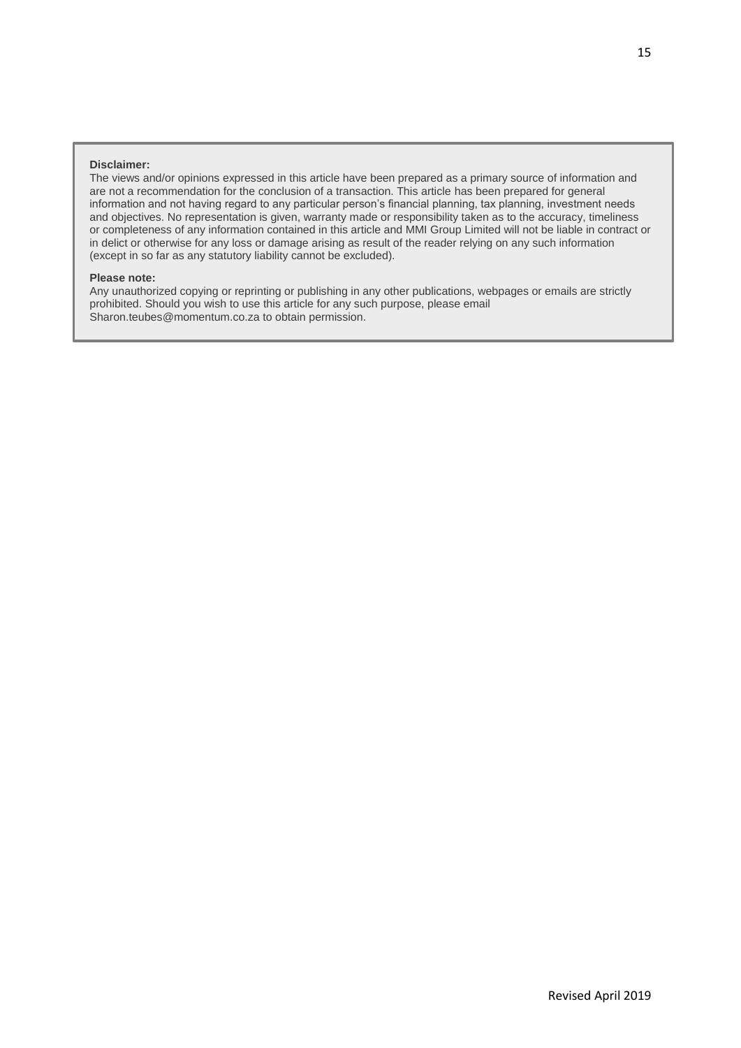**Disclaimer:**

The views and/or opinions expressed in this article have been prepared as a primary source of information and are not a recommendation for the conclusion of a transaction. This article has been prepared for general information and not having regard to any particular person's financial planning, tax planning, investment needs and objectives. No representation is given, warranty made or responsibility taken as to the accuracy, timeliness or completeness of any information contained in this article and MMI Group Limited will not be liable in contract or in delict or otherwise for any loss or damage arising as result of the reader relying on any such information (except in so far as any statutory liability cannot be excluded).

**Please note:**

Any unauthorized copying or reprinting or publishing in any other publications, webpages or emails are strictly prohibited. Should you wish to use this article for any such purpose, please email Sharon.teubes@momentum.co.za to obtain permission.

Revised April 2019